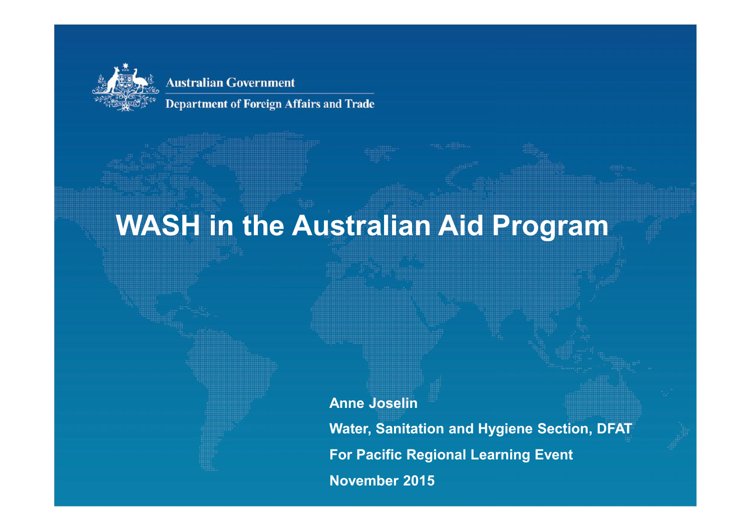Australian Government

Department of Foreign Affairs and Trade

# WASH in the Australian Aid Program

**Anne Joselin**

**Water, Sanitation and Hygiene Section, DFAT**

**For Pacific Regional Learning Event**

**November 2015**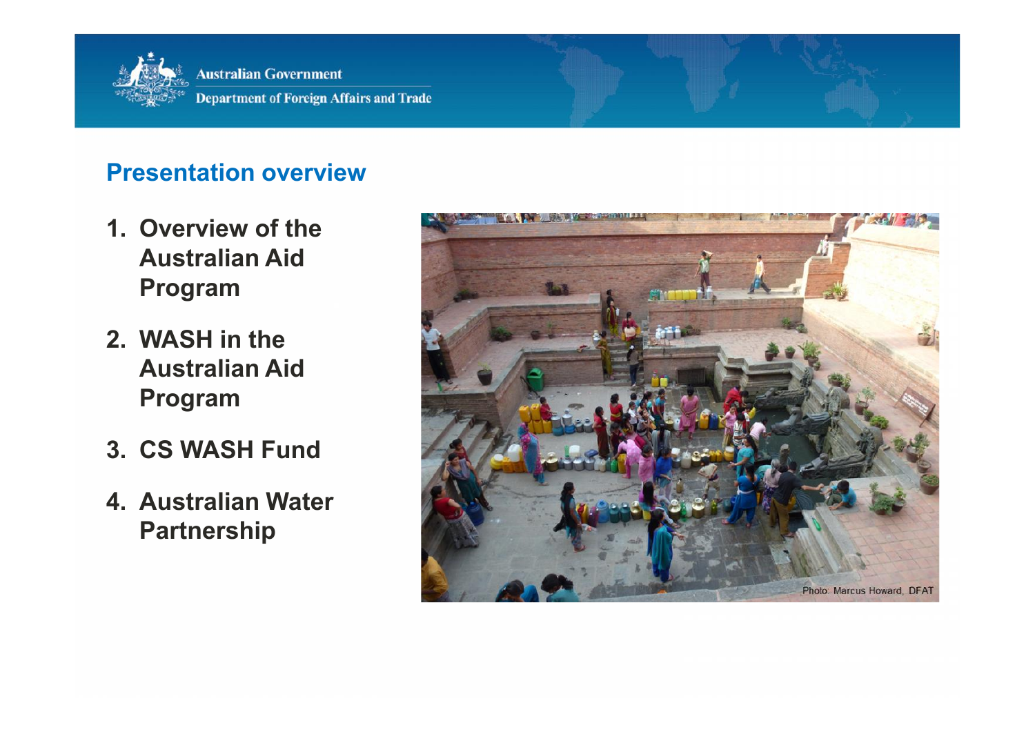## Presentation overview

1. Overview of the Australian Aid Program
2. WASH in the Australian Aid Program
3. CS WASH Fund
4. Australian Water Partnership

Photo: Marcus Howard, DFAT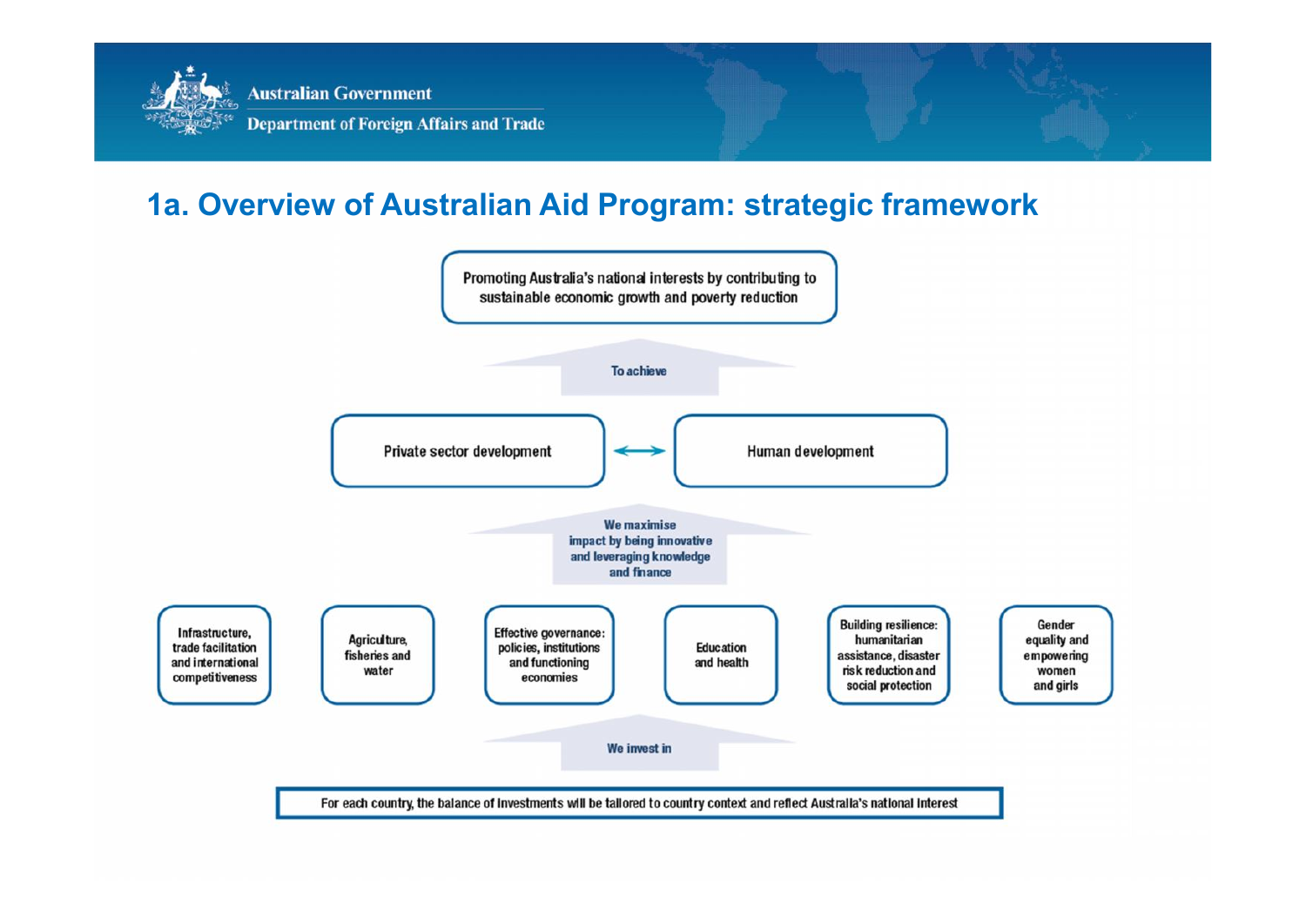## 1a. Overview of Australian Aid Program: strategic framework

Promoting Australia's national interests by contributing to sustainable economic growth and poverty reduction

To achieve

Private sector development ⟷ Human development

We maximise impact by being innovative and leveraging knowledge and finance

- Infrastructure, trade facilitation and international competitiveness
- Agriculture, fisheries and water
- Effective governance: policies, institutions and functioning economies
- Education and health
- Building resilience: humanitarian assistance, disaster risk reduction and social protection
- Gender equality and empowering women and girls

We invest in

For each country, the balance of investments will be tailored to country context and reflect Australia's national interest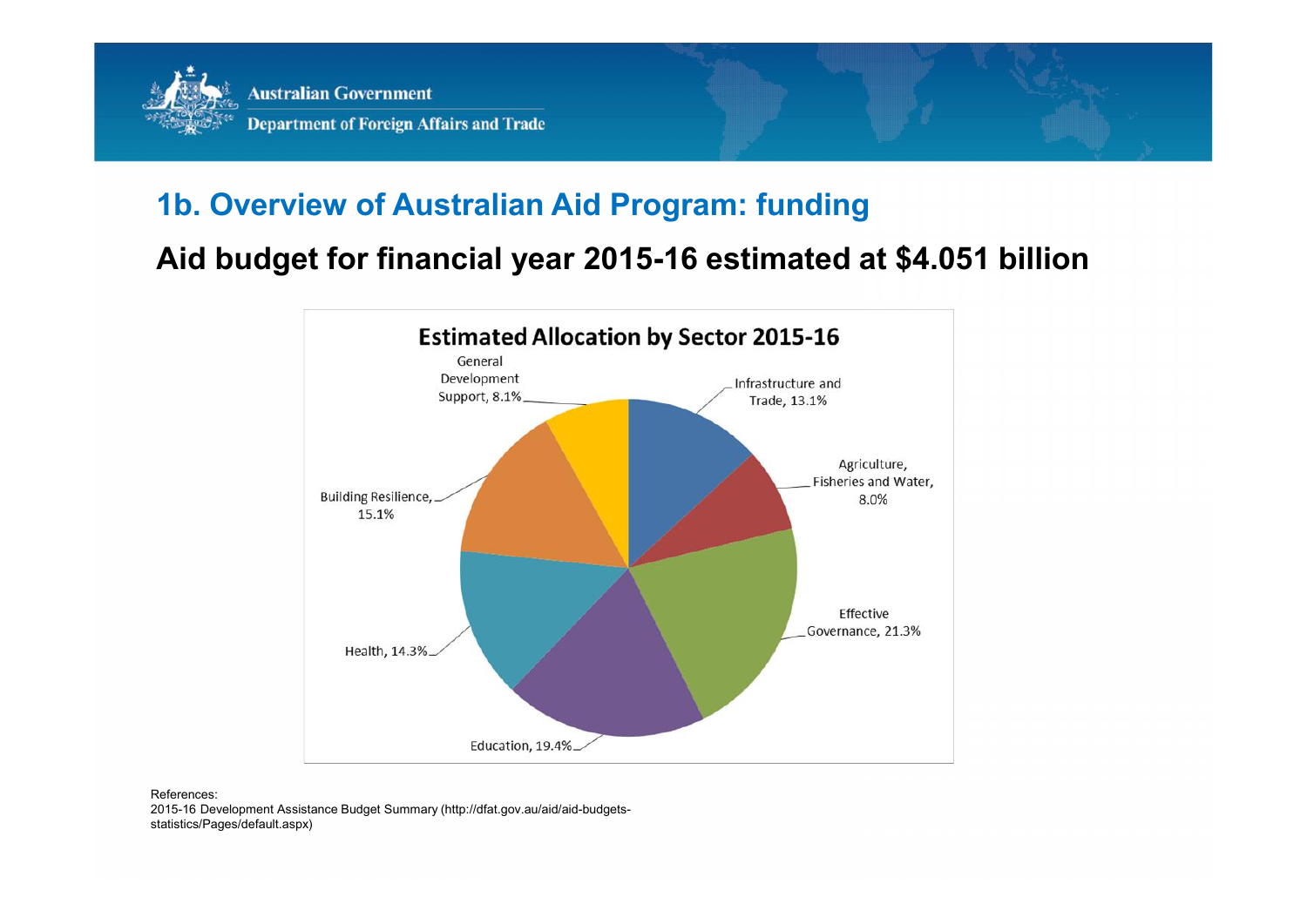## 1b. Overview of Australian Aid Program: funding

### Aid budget for financial year 2015-16 estimated at $4.051 billion

**Estimated Allocation by Sector 2015-16**

| Sector | Share |
|---|---|
| Infrastructure and Trade | 13.1% |
| Agriculture, Fisheries and Water | 8.0% |
| Effective Governance | 21.3% |
| Education | 19.4% |
| Health | 14.3% |
| Building Resilience | 15.1% |
| General Development Support | 8.1% |

References:
2015-16 Development Assistance Budget Summary (http://dfat.gov.au/aid/aid-budgets-statistics/Pages/default.aspx)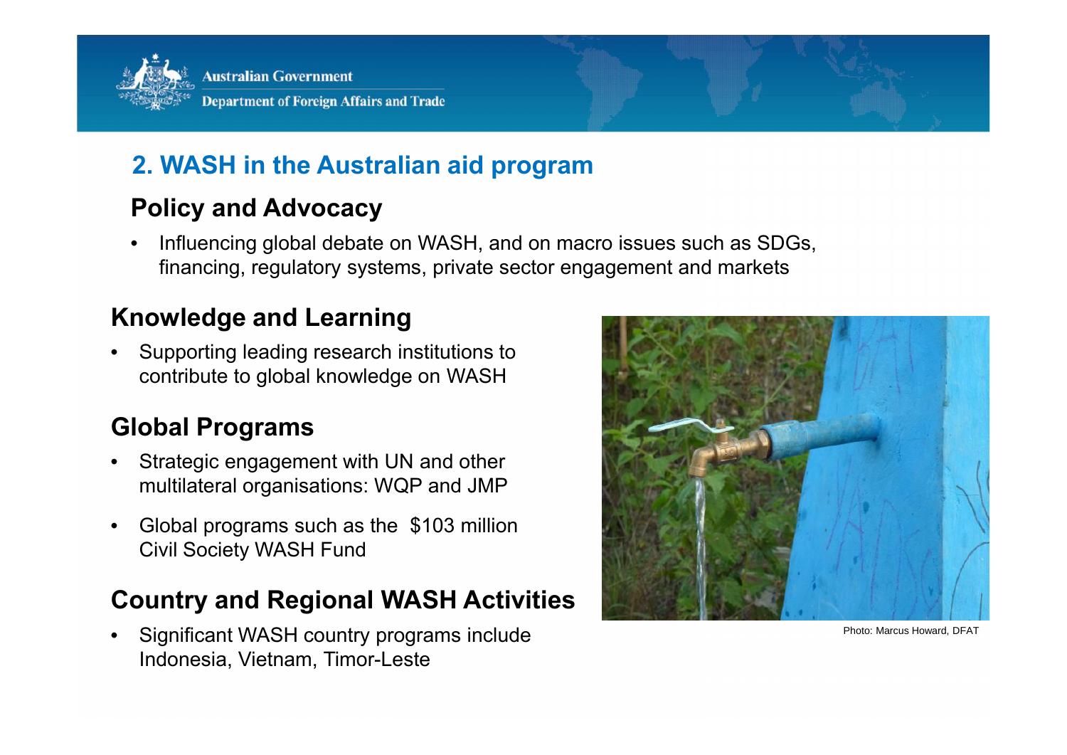## 2. WASH in the Australian aid program

### Policy and Advocacy

- Influencing global debate on WASH, and on macro issues such as SDGs, financing, regulatory systems, private sector engagement and markets

### Knowledge and Learning

- Supporting leading research institutions to contribute to global knowledge on WASH

### Global Programs

- Strategic engagement with UN and other multilateral organisations: WQP and JMP
- Global programs such as the $103 million Civil Society WASH Fund

### Country and Regional WASH Activities

- Significant WASH country programs include Indonesia, Vietnam, Timor-Leste

Photo: Marcus Howard, DFAT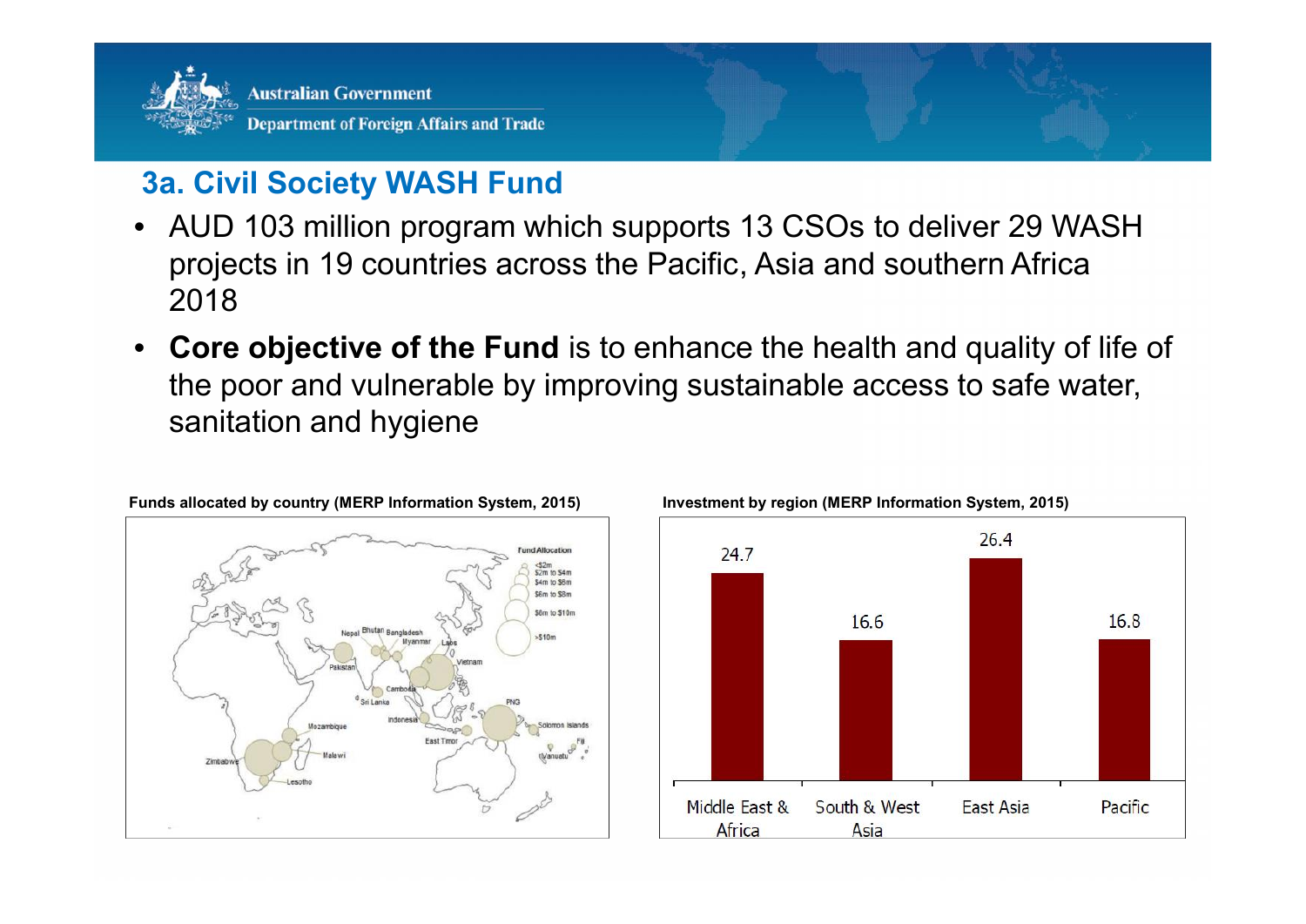## 3a. Civil Society WASH Fund

- AUD 103 million program which supports 13 CSOs to deliver 29 WASH projects in 19 countries across the Pacific, Asia and southern Africa 2018
- **Core objective of the Fund** is to enhance the health and quality of life of the poor and vulnerable by improving sustainable access to safe water, sanitation and hygiene

**Funds allocated by country (MERP Information System, 2015)**

**Investment by region (MERP Information System, 2015)**

| Region | Investment |
|---|---|
| Middle East & Africa | 24.7 |
| South & West Asia | 16.6 |
| East Asia | 26.4 |
| Pacific | 16.8 |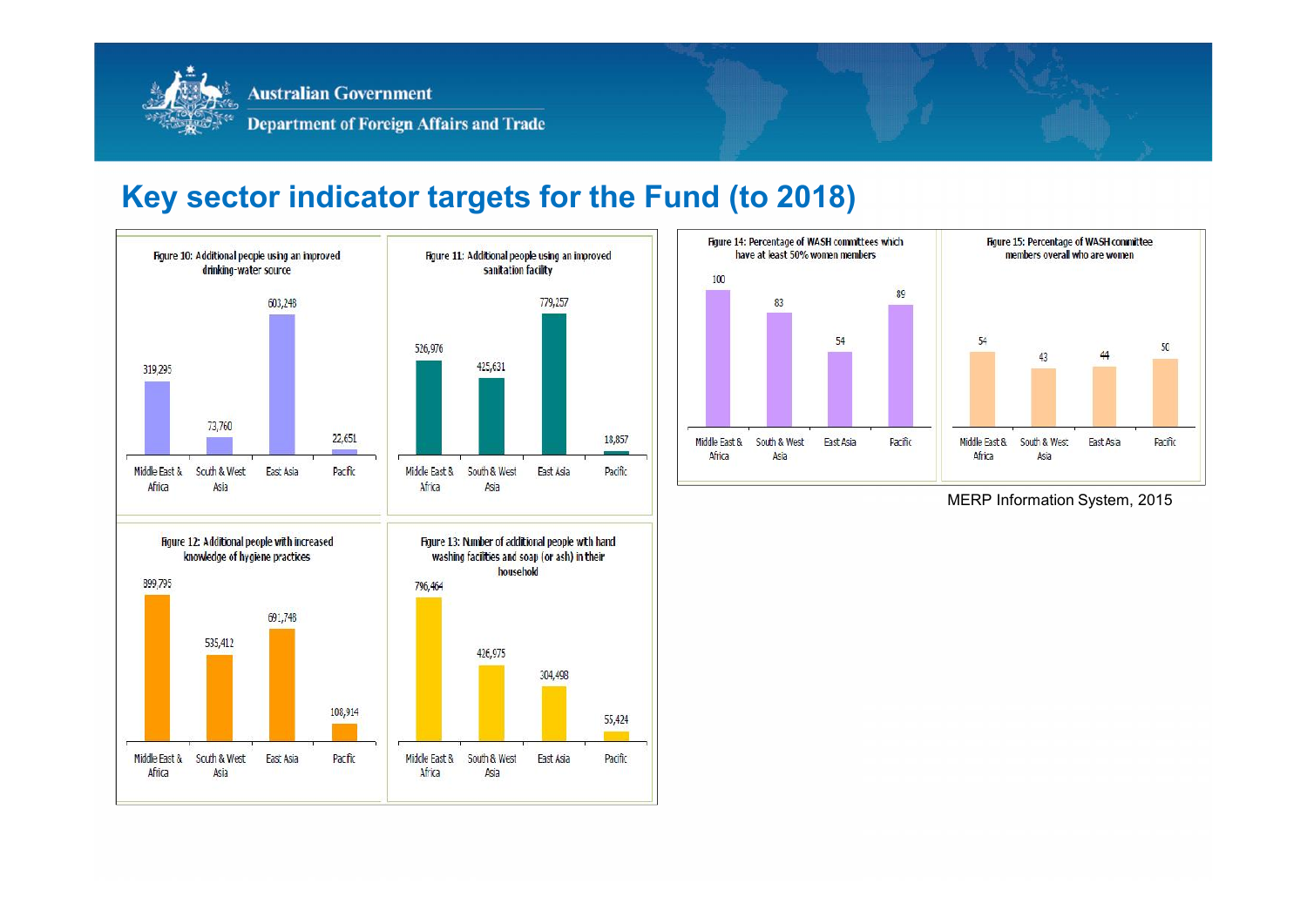## Key sector indicator targets for the Fund (to 2018)

Figure 10: Additional people using an improved drinking-water source

| Region | Value |
| --- | --- |
| Middle East & Africa | 319,295 |
| South & West Asia | 73,760 |
| East Asia | 603,248 |
| Pacific | 22,651 |

Figure 11: Additional people using an improved sanitation facility

| Region | Value |
| --- | --- |
| Middle East & Africa | 526,976 |
| South & West Asia | 425,631 |
| East Asia | 779,257 |
| Pacific | 18,857 |

Figure 12: Additional people with increased knowledge of hygiene practices

| Region | Value |
| --- | --- |
| Middle East & Africa | 899,795 |
| South & West Asia | 535,412 |
| East Asia | 691,748 |
| Pacific | 108,914 |

Figure 13: Number of additional people with hand washing facilities and soap (or ash) in their household

| Region | Value |
| --- | --- |
| Middle East & Africa | 796,464 |
| South & West Asia | 426,975 |
| East Asia | 304,498 |
| Pacific | 55,424 |

Figure 14: Percentage of WASH committees which have at least 50% women members

| Region | Value |
| --- | --- |
| Middle East & Africa | 100 |
| South & West Asia | 83 |
| East Asia | 54 |
| Pacific | 89 |

Figure 15: Percentage of WASH committee members overall who are women

| Region | Value |
| --- | --- |
| Middle East & Africa | 54 |
| South & West Asia | 43 |
| East Asia | 44 |
| Pacific | 50 |

MERP Information System, 2015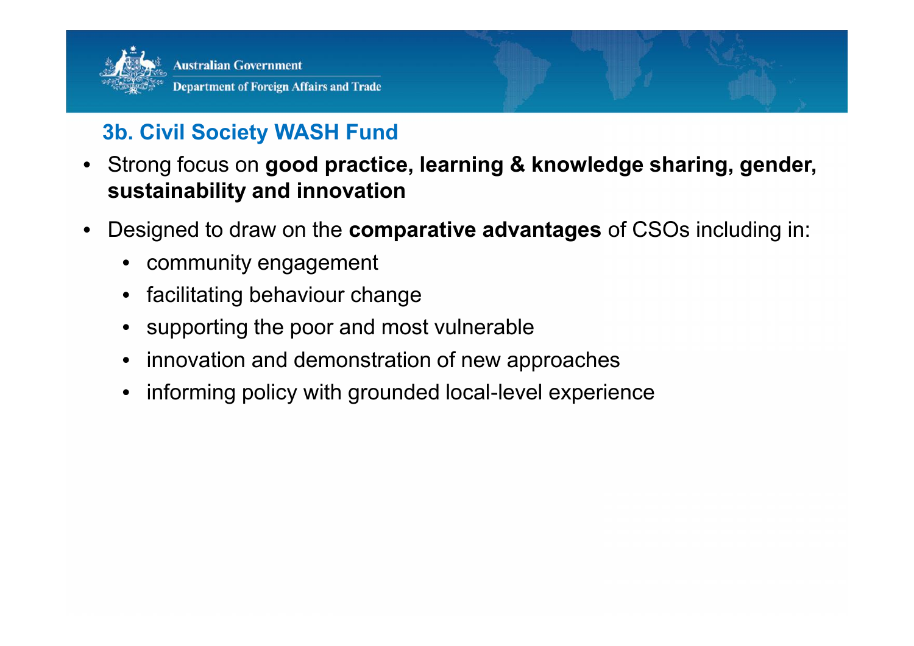## 3b. Civil Society WASH Fund

- Strong focus on **good practice, learning & knowledge sharing, gender, sustainability and innovation**
- Designed to draw on the **comparative advantages** of CSOs including in:
  - community engagement
  - facilitating behaviour change
  - supporting the poor and most vulnerable
  - innovation and demonstration of new approaches
  - informing policy with grounded local-level experience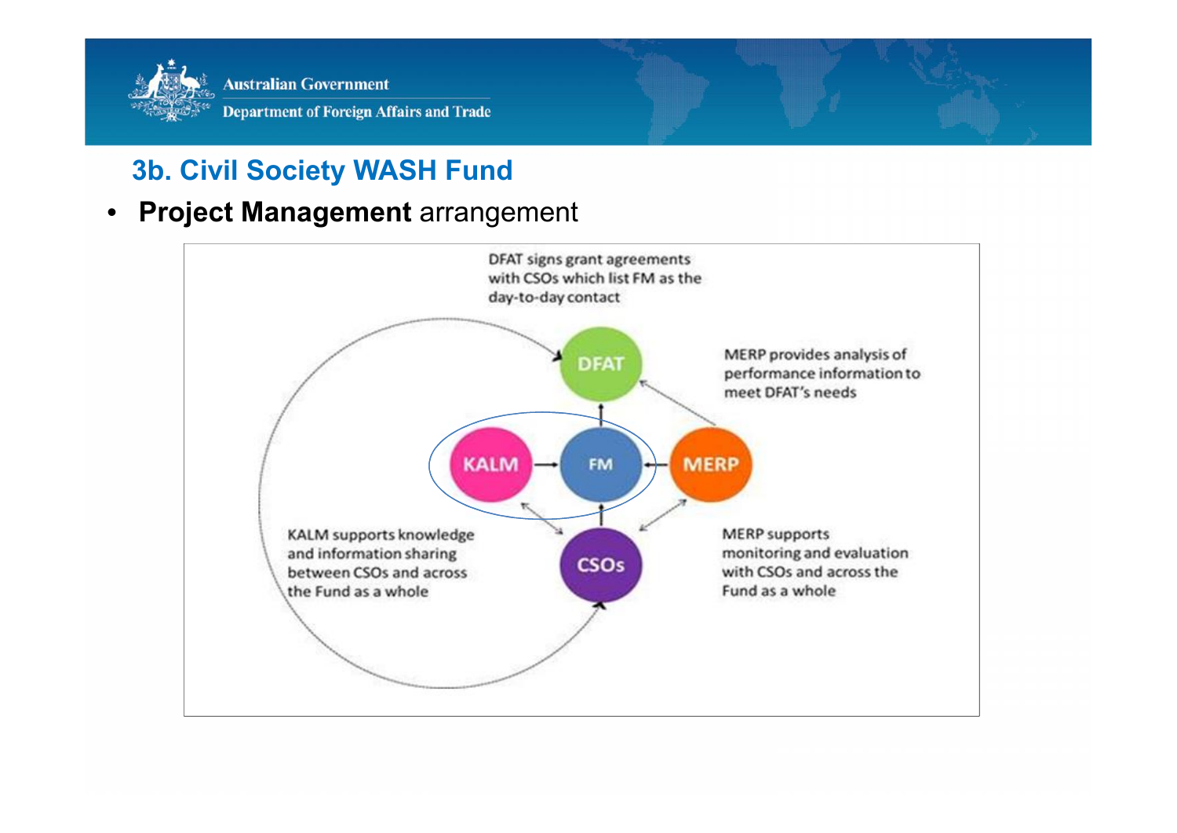## 3b. Civil Society WASH Fund

- **Project Management** arrangement

DFAT signs grant agreements with CSOs which list FM as the day-to-day contact

DFAT

MERP provides analysis of performance information to meet DFAT's needs

KALM

FM

MERP

CSOs

KALM supports knowledge and information sharing between CSOs and across the Fund as a whole

MERP supports monitoring and evaluation with CSOs and across the Fund as a whole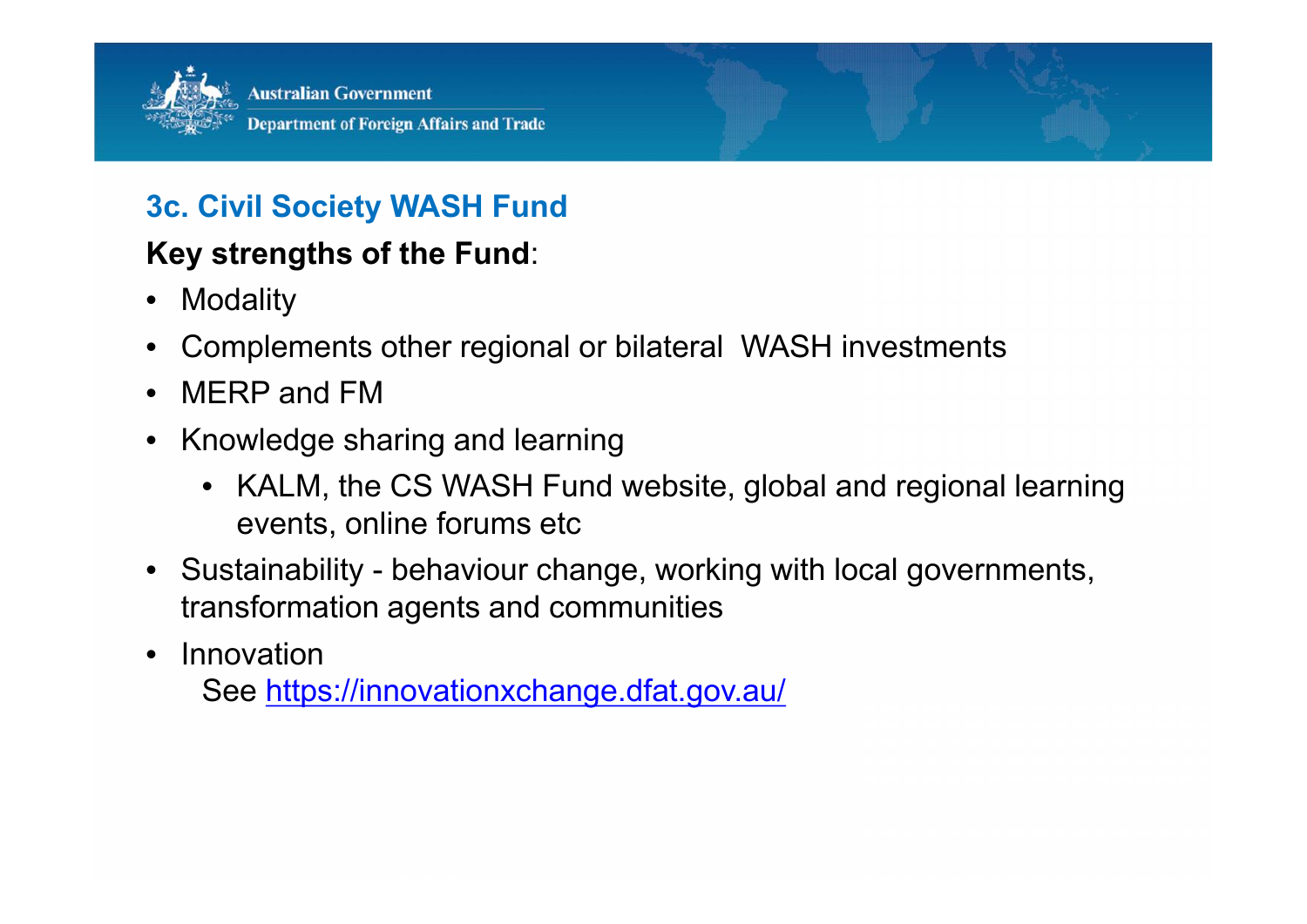## 3c. Civil Society WASH Fund

**Key strengths of the Fund**:

- Modality
- Complements other regional or bilateral WASH investments
- MERP and FM
- Knowledge sharing and learning
  - KALM, the CS WASH Fund website, global and regional learning events, online forums etc
- Sustainability - behaviour change, working with local governments, transformation agents and communities
- Innovation
  See https://innovationxchange.dfat.gov.au/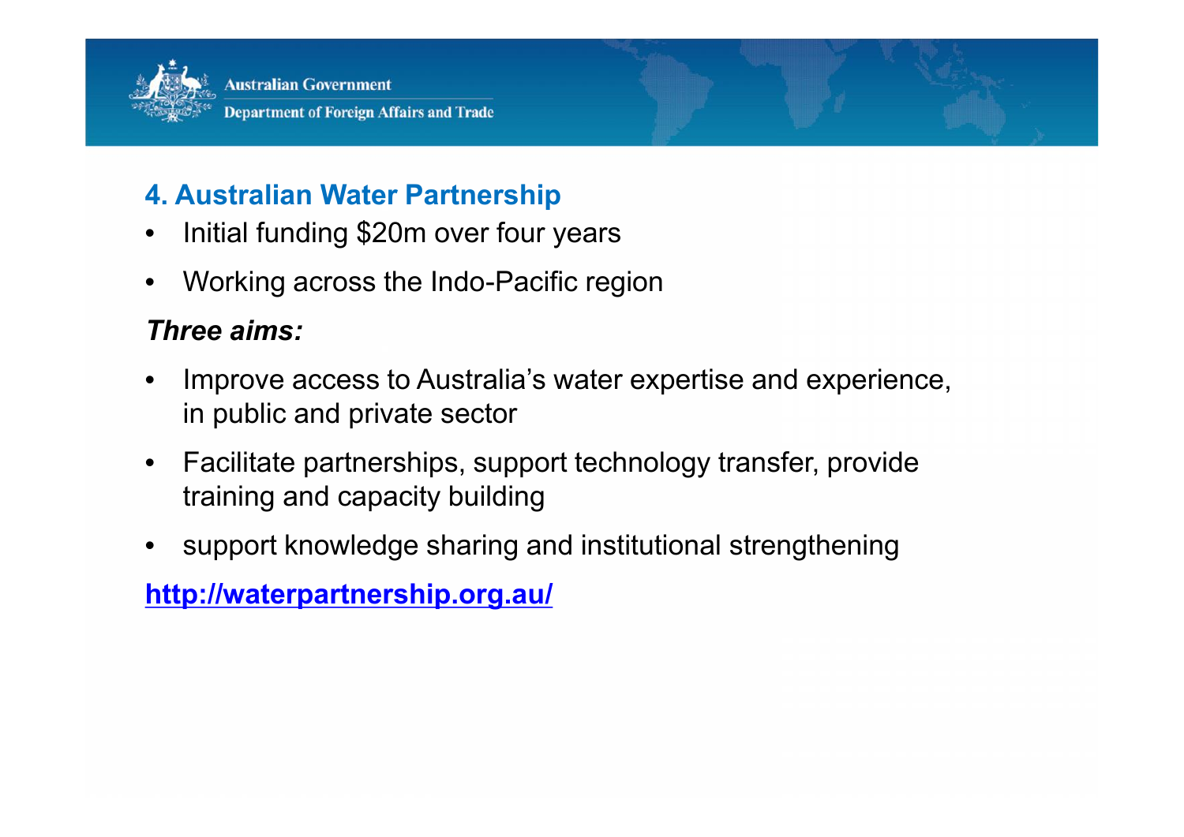## 4. Australian Water Partnership

- Initial funding $20m over four years
- Working across the Indo-Pacific region

***Three aims:***

- Improve access to Australia's water expertise and experience, in public and private sector
- Facilitate partnerships, support technology transfer, provide training and capacity building
- support knowledge sharing and institutional strengthening

**http://waterpartnership.org.au/**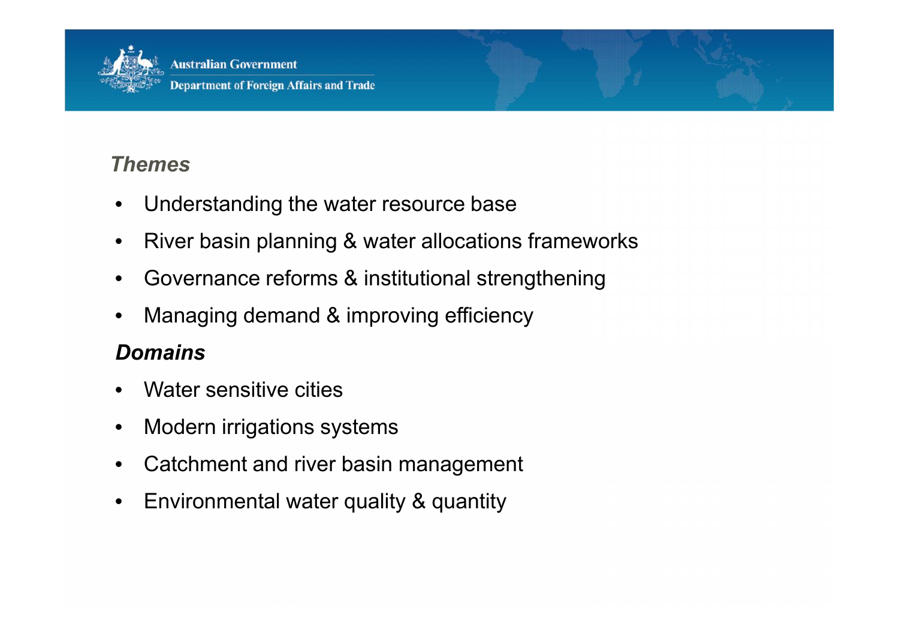### *Themes*

- Understanding the water resource base
- River basin planning & water allocations frameworks
- Governance reforms & institutional strengthening
- Managing demand & improving efficiency

### ***Domains***

- Water sensitive cities
- Modern irrigations systems
- Catchment and river basin management
- Environmental water quality & quantity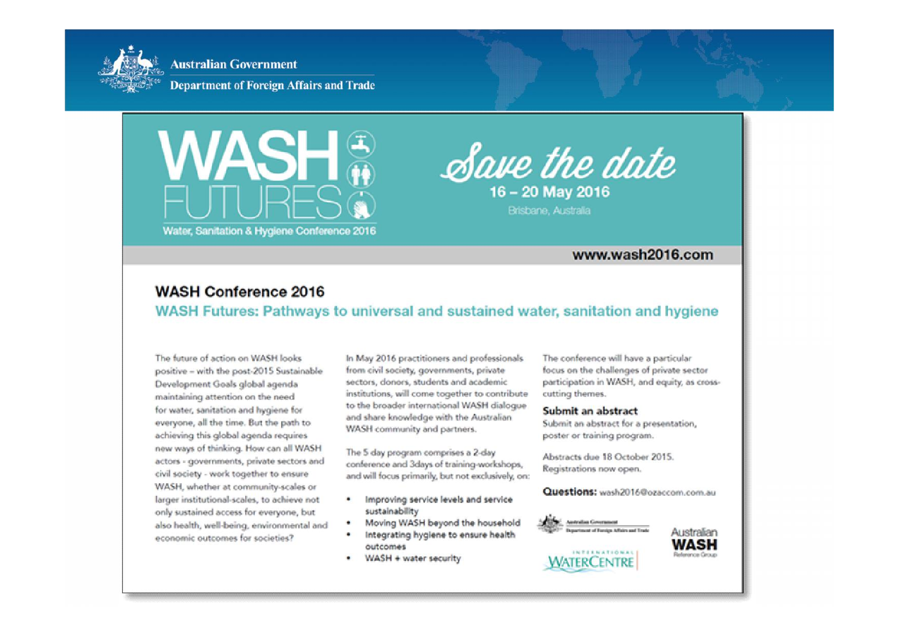Australian Government

Department of Foreign Affairs and Trade

# WASH FUTURES

Water, Sanitation & Hygiene Conference 2016

*Save the date*

**16 – 20 May 2016**

Brisbane, Australia

**www.wash2016.com**

## WASH Conference 2016

### WASH Futures: Pathways to universal and sustained water, sanitation and hygiene

The future of action on WASH looks positive – with the post-2015 Sustainable Development Goals global agenda maintaining attention on the need for water, sanitation and hygiene for everyone, all the time. But the path to achieving this global agenda requires new ways of thinking. How can all WASH actors - governments, private sectors and civil society - work together to ensure WASH, whether at community-scales or larger institutional-scales, to achieve not only sustained access for everyone, but also health, well-being, environmental and economic outcomes for societies?

In May 2016 practitioners and professionals from civil society, governments, private sectors, donors, students and academic institutions, will come together to contribute to the broader international WASH dialogue and share knowledge with the Australian WASH community and partners.

The 5 day program comprises a 2-day conference and 3days of training-workshops, and will focus primarily, but not exclusively, on:

- Improving service levels and service sustainability
- Moving WASH beyond the household
- Integrating hygiene to ensure health outcomes
- WASH + water security

The conference will have a particular focus on the challenges of private sector participation in WASH, and equity, as cross-cutting themes.

**Submit an abstract**

Submit an abstract for a presentation, poster or training program.

Abstracts due 18 October 2015. Registrations now open.

**Questions:** wash2016@ozaccom.com.au

Australian Government Department of Foreign Affairs and Trade

International WaterCentre

Australian WASH Reference Group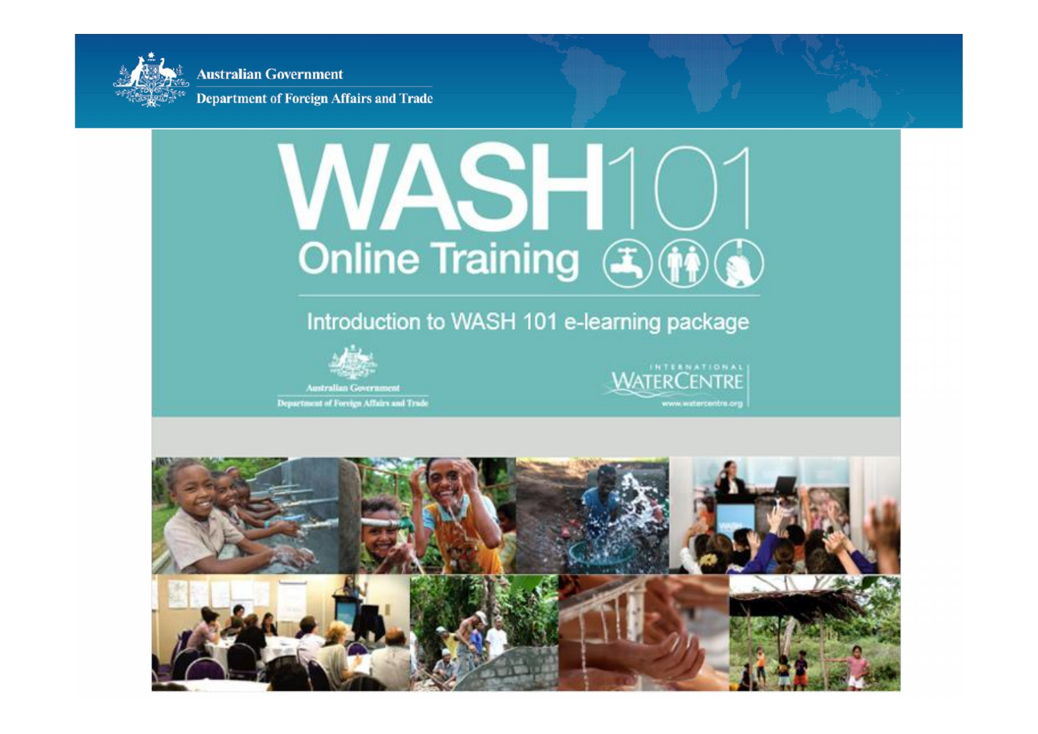Australian Government

Department of Foreign Affairs and Trade

# WASH101

## Online Training

Introduction to WASH 101 e-learning package

Australian Government

Department of Foreign Affairs and Trade

INTERNATIONAL WATERCENTRE

www.watercentre.org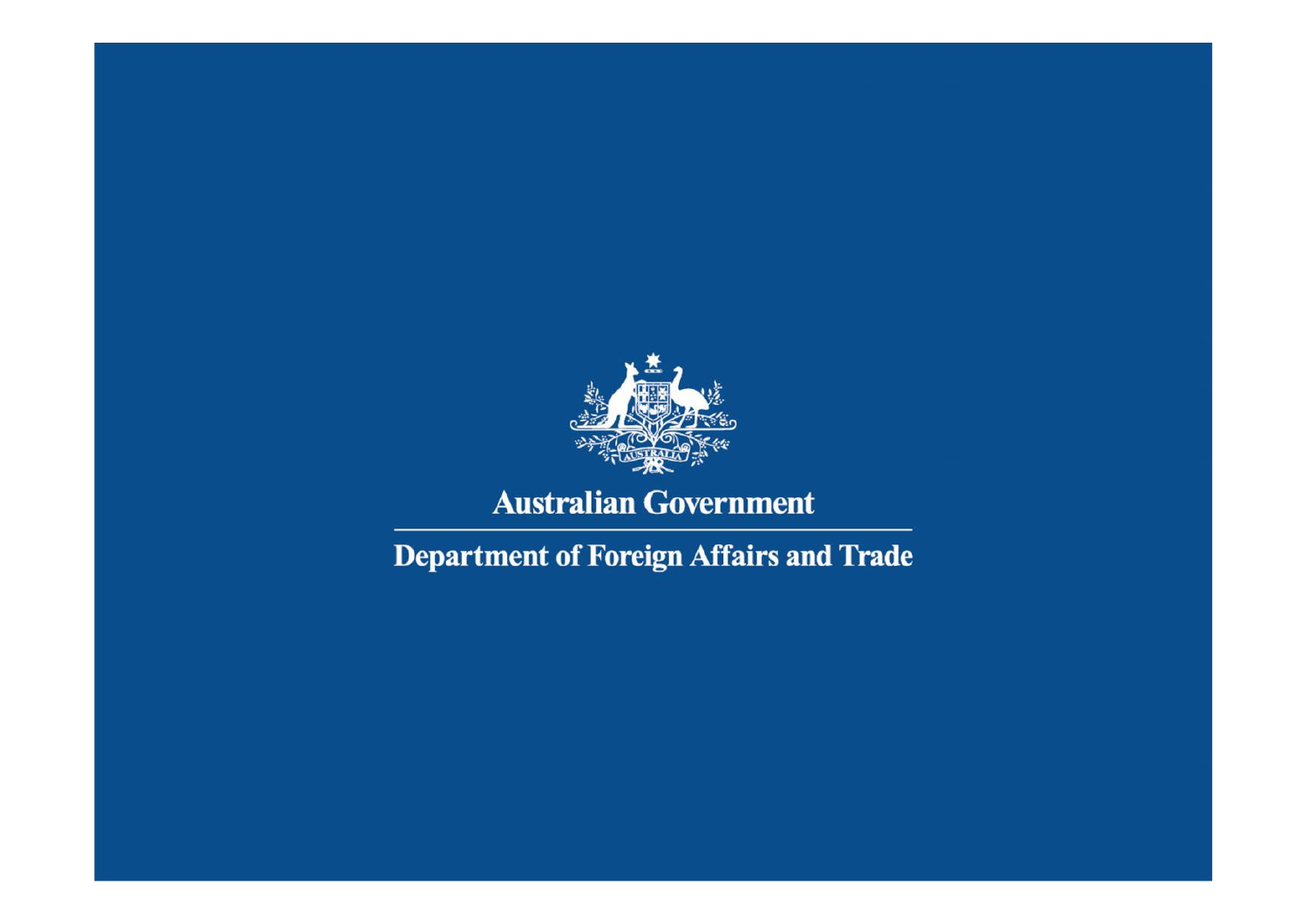Australian Government

Department of Foreign Affairs and Trade